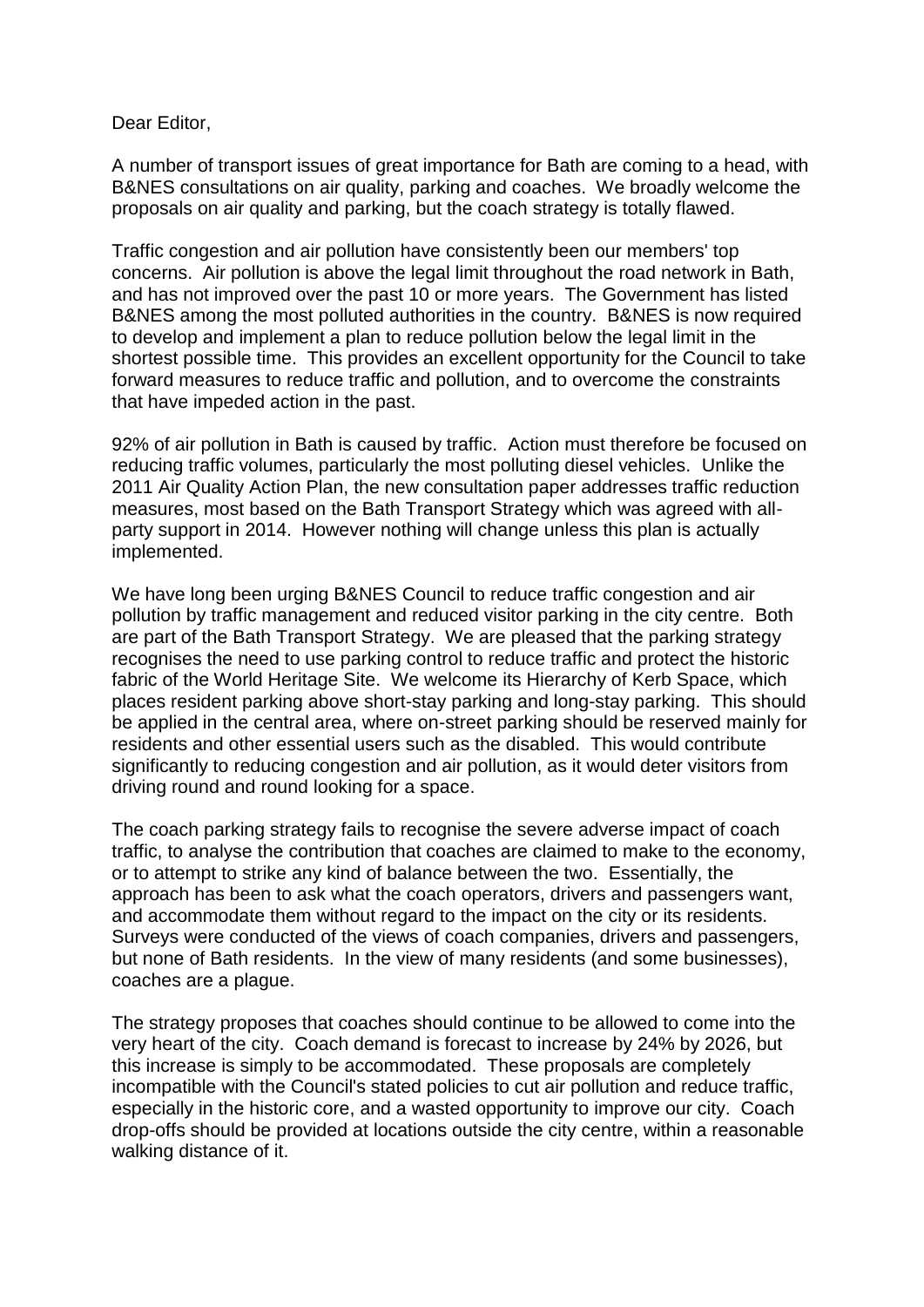Dear Editor,

A number of transport issues of great importance for Bath are coming to a head, with B&NES consultations on air quality, parking and coaches. We broadly welcome the proposals on air quality and parking, but the coach strategy is totally flawed.

Traffic congestion and air pollution have consistently been our members' top concerns. Air pollution is above the legal limit throughout the road network in Bath, and has not improved over the past 10 or more years. The Government has listed B&NES among the most polluted authorities in the country. B&NES is now required to develop and implement a plan to reduce pollution below the legal limit in the shortest possible time. This provides an excellent opportunity for the Council to take forward measures to reduce traffic and pollution, and to overcome the constraints that have impeded action in the past.

92% of air pollution in Bath is caused by traffic. Action must therefore be focused on reducing traffic volumes, particularly the most polluting diesel vehicles. Unlike the 2011 Air Quality Action Plan, the new consultation paper addresses traffic reduction measures, most based on the Bath Transport Strategy which was agreed with all-party support in 2014. However nothing will change unless this plan is actually implemented.

We have long been urging B&NES Council to reduce traffic congestion and air pollution by traffic management and reduced visitor parking in the city centre. Both are part of the Bath Transport Strategy. We are pleased that the parking strategy recognises the need to use parking control to reduce traffic and protect the historic fabric of the World Heritage Site. We welcome its Hierarchy of Kerb Space, which places resident parking above short-stay parking and long-stay parking. This should be applied in the central area, where on-street parking should be reserved mainly for residents and other essential users such as the disabled. This would contribute significantly to reducing congestion and air pollution, as it would deter visitors from driving round and round looking for a space.

The coach parking strategy fails to recognise the severe adverse impact of coach traffic, to analyse the contribution that coaches are claimed to make to the economy, or to attempt to strike any kind of balance between the two. Essentially, the approach has been to ask what the coach operators, drivers and passengers want, and accommodate them without regard to the impact on the city or its residents. Surveys were conducted of the views of coach companies, drivers and passengers, but none of Bath residents. In the view of many residents (and some businesses), coaches are a plague.

The strategy proposes that coaches should continue to be allowed to come into the very heart of the city. Coach demand is forecast to increase by 24% by 2026, but this increase is simply to be accommodated. These proposals are completely incompatible with the Council's stated policies to cut air pollution and reduce traffic, especially in the historic core, and a wasted opportunity to improve our city. Coach drop-offs should be provided at locations outside the city centre, within a reasonable walking distance of it.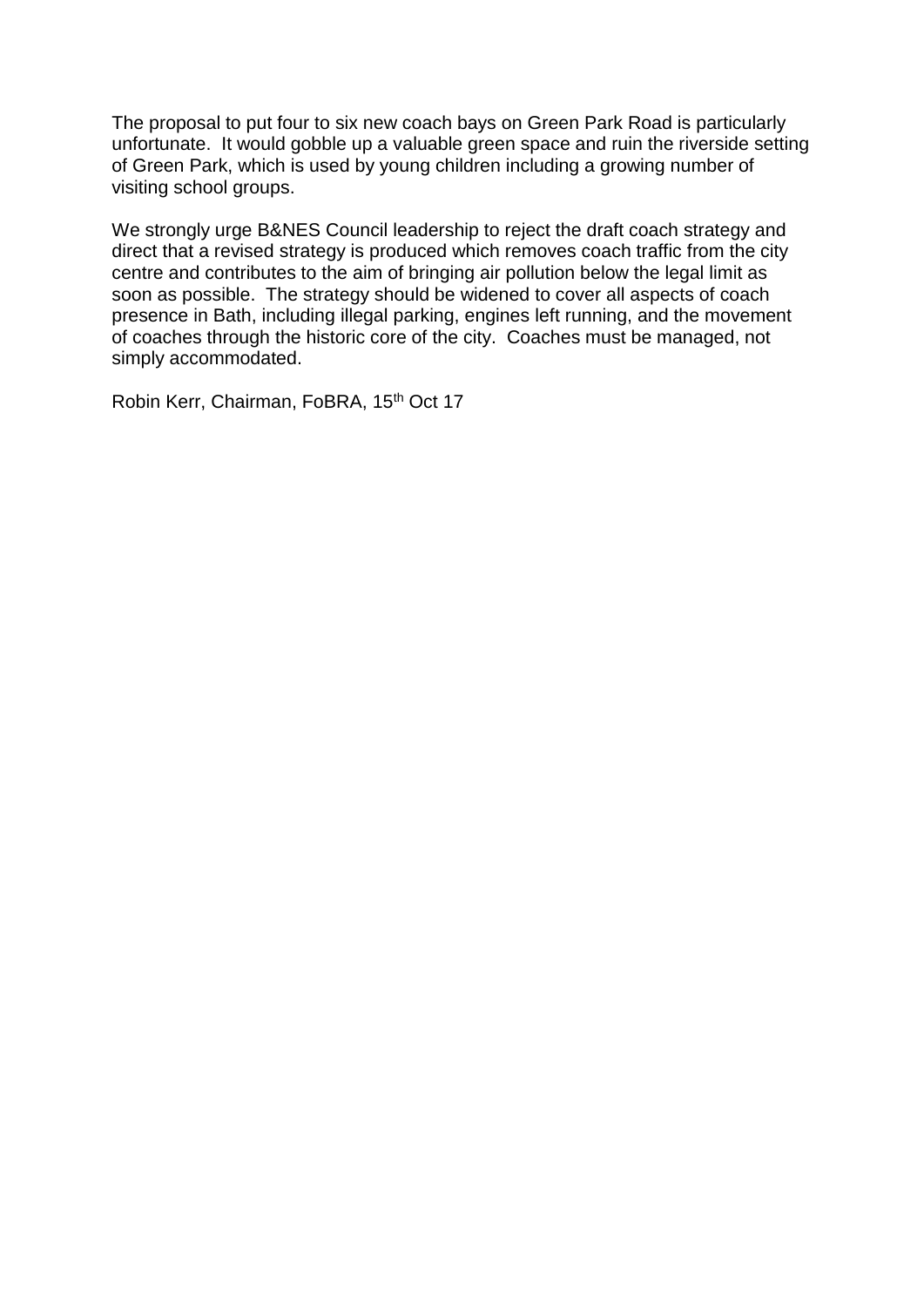The proposal to put four to six new coach bays on Green Park Road is particularly unfortunate. It would gobble up a valuable green space and ruin the riverside setting of Green Park, which is used by young children including a growing number of visiting school groups.

We strongly urge B&NES Council leadership to reject the draft coach strategy and direct that a revised strategy is produced which removes coach traffic from the city centre and contributes to the aim of bringing air pollution below the legal limit as soon as possible. The strategy should be widened to cover all aspects of coach presence in Bath, including illegal parking, engines left running, and the movement of coaches through the historic core of the city. Coaches must be managed, not simply accommodated.

Robin Kerr, Chairman, FoBRA, 15th Oct 17